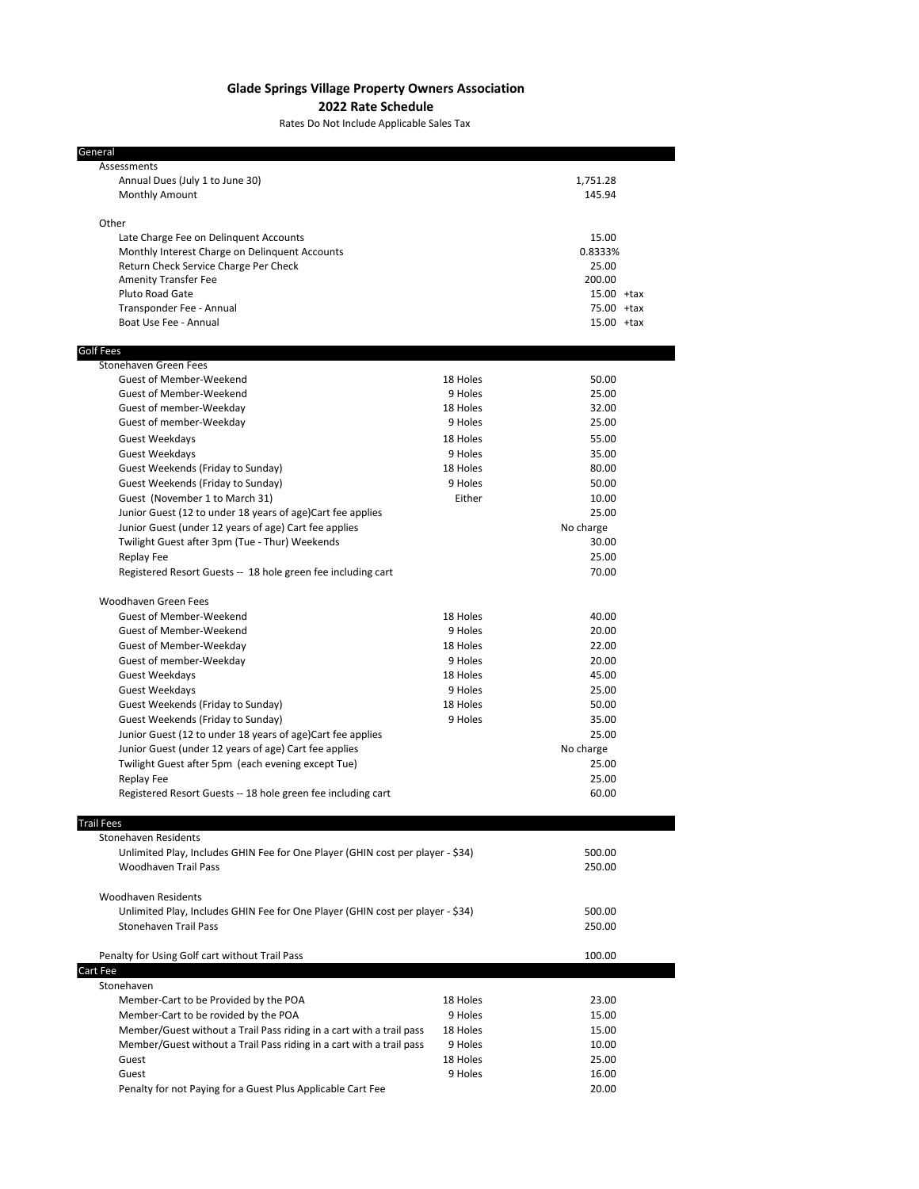# Glade Springs Village Property Owners Association

## 2022 Rate Schedule

Rates Do Not Include Applicable Sales Tax

| General | | | |
|---|---|---|---|
| **Assessments** | | | |
| Annual Dues (July 1 to June 30) | | 1,751.28 | |
| Monthly Amount | | 145.94 | |
| **Other** | | | |
| Late Charge Fee on Delinquent Accounts | | 15.00 | |
| Monthly Interest Charge on Delinquent Accounts | | 0.8333% | |
| Return Check Service Charge Per Check | | 25.00 | |
| Amenity Transfer Fee | | 200.00 | |
| Pluto Road Gate | | 15.00 | +tax |
| Transponder Fee - Annual | | 75.00 | +tax |
| Boat Use Fee - Annual | | 15.00 | +tax |

| Golf Fees | | |
|---|---|---|
| **Stonehaven Green Fees** | | |
| Guest of Member-Weekend | 18 Holes | 50.00 |
| Guest of Member-Weekend | 9 Holes | 25.00 |
| Guest of member-Weekday | 18 Holes | 32.00 |
| Guest of member-Weekday | 9 Holes | 25.00 |
| Guest Weekdays | 18 Holes | 55.00 |
| Guest Weekdays | 9 Holes | 35.00 |
| Guest Weekends (Friday to Sunday) | 18 Holes | 80.00 |
| Guest Weekends (Friday to Sunday) | 9 Holes | 50.00 |
| Guest (November 1 to March 31) | Either | 10.00 |
| Junior Guest (12 to under 18 years of age)Cart fee applies | | 25.00 |
| Junior Guest (under 12 years of age) Cart fee applies | | No charge |
| Twilight Guest after 3pm (Tue - Thur) Weekends | | 30.00 |
| Replay Fee | | 25.00 |
| Registered Resort Guests -- 18 hole green fee including cart | | 70.00 |
| **Woodhaven Green Fees** | | |
| Guest of Member-Weekend | 18 Holes | 40.00 |
| Guest of Member-Weekend | 9 Holes | 20.00 |
| Guest of Member-Weekday | 18 Holes | 22.00 |
| Guest of member-Weekday | 9 Holes | 20.00 |
| Guest Weekdays | 18 Holes | 45.00 |
| Guest Weekdays | 9 Holes | 25.00 |
| Guest Weekends (Friday to Sunday) | 18 Holes | 50.00 |
| Guest Weekends (Friday to Sunday) | 9 Holes | 35.00 |
| Junior Guest (12 to under 18 years of age)Cart fee applies | | 25.00 |
| Junior Guest (under 12 years of age) Cart fee applies | | No charge |
| Twilight Guest after 5pm (each evening except Tue) | | 25.00 |
| Replay Fee | | 25.00 |
| Registered Resort Guests -- 18 hole green fee including cart | | 60.00 |

| Trail Fees | |
|---|---|
| **Stonehaven Residents** | |
| Unlimited Play, Includes GHIN Fee for One Player (GHIN cost per player - $34) | 500.00 |
| Woodhaven Trail Pass | 250.00 |
| **Woodhaven Residents** | |
| Unlimited Play, Includes GHIN Fee for One Player (GHIN cost per player - $34) | 500.00 |
| Stonehaven Trail Pass | 250.00 |
| Penalty for Using Golf cart without Trail Pass | 100.00 |

| Cart Fee | | |
|---|---|---|
| **Stonehaven** | | |
| Member-Cart to be Provided by the POA | 18 Holes | 23.00 |
| Member-Cart to be rovided by the POA | 9 Holes | 15.00 |
| Member/Guest without a Trail Pass riding in a cart with a trail pass | 18 Holes | 15.00 |
| Member/Guest without a Trail Pass riding in a cart with a trail pass | 9 Holes | 10.00 |
| Guest | 18 Holes | 25.00 |
| Guest | 9 Holes | 16.00 |
| Penalty for not Paying for a Guest Plus Applicable Cart Fee | | 20.00 |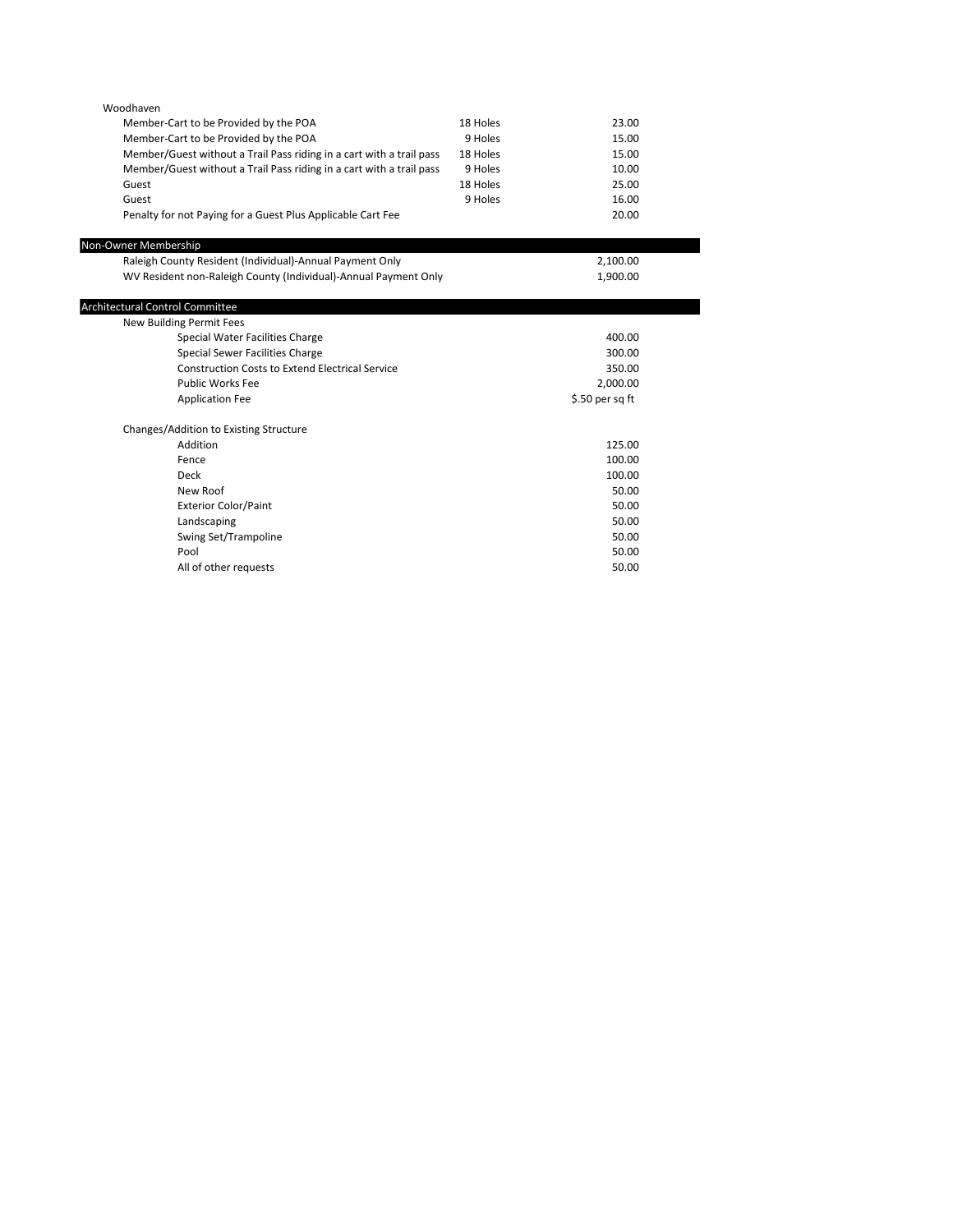| | | |
|---|---|---|
| Woodhaven | | |
| Member-Cart to be Provided by the POA | 18 Holes | 23.00 |
| Member-Cart to be Provided by the POA | 9 Holes | 15.00 |
| Member/Guest without a Trail Pass riding in a cart with a trail pass | 18 Holes | 15.00 |
| Member/Guest without a Trail Pass riding in a cart with a trail pass | 9 Holes | 10.00 |
| Guest | 18 Holes | 25.00 |
| Guest | 9 Holes | 16.00 |
| Penalty for not Paying for a Guest Plus Applicable Cart Fee | | 20.00 |

## Non-Owner Membership

| | |
|---|---|
| Raleigh County Resident (Individual)-Annual Payment Only | 2,100.00 |
| WV Resident non-Raleigh County (Individual)-Annual Payment Only | 1,900.00 |

## Architectural Control Committee

| | |
|---|---|
| **New Building Permit Fees** | |
| Special Water Facilities Charge | 400.00 |
| Special Sewer Facilities Charge | 300.00 |
| Construction Costs to Extend Electrical Service | 350.00 |
| Public Works Fee | 2,000.00 |
| Application Fee | $.50 per sq ft |
| **Changes/Addition to Existing Structure** | |
| Addition | 125.00 |
| Fence | 100.00 |
| Deck | 100.00 |
| New Roof | 50.00 |
| Exterior Color/Paint | 50.00 |
| Landscaping | 50.00 |
| Swing Set/Trampoline | 50.00 |
| Pool | 50.00 |
| All of other requests | 50.00 |